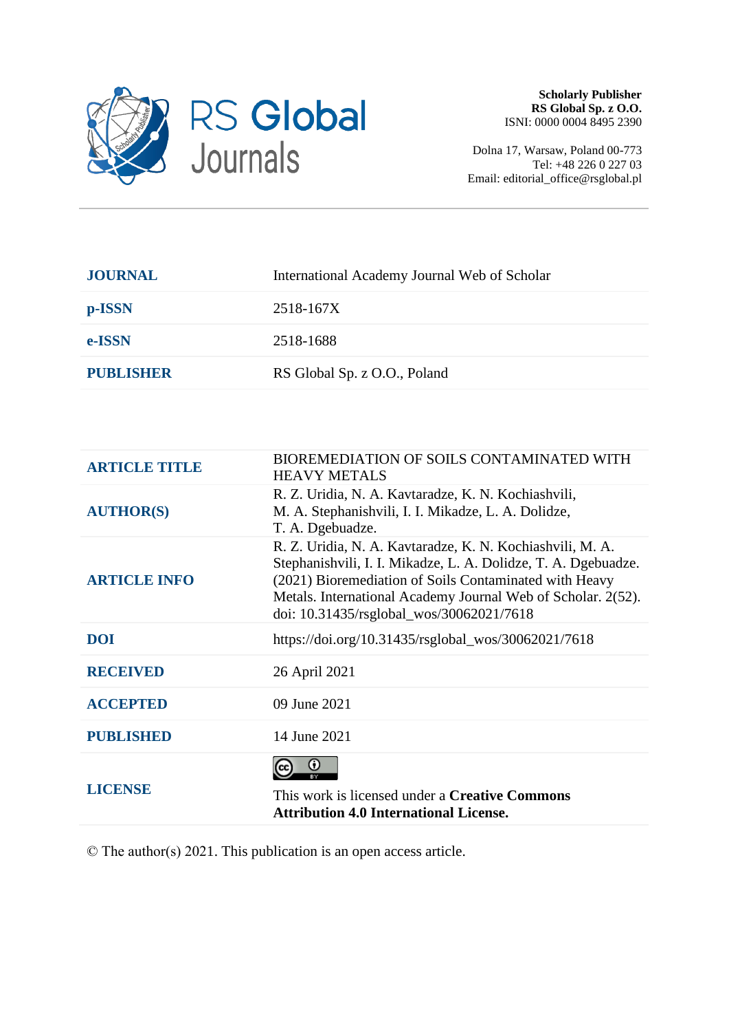**Scholarly Publisher**
**RS Global Sp. z O.O.**
ISNI: 0000 0004 8495 2390

Dolna 17, Warsaw, Poland 00-773
Tel: +48 226 0 227 03
Email: editorial_office@rsglobal.pl

| | |
|---|---|
| **JOURNAL** | International Academy Journal Web of Scholar |
| **p-ISSN** | 2518-167X |
| **e-ISSN** | 2518-1688 |
| **PUBLISHER** | RS Global Sp. z O.O., Poland |

| | |
|---|---|
| **ARTICLE TITLE** | BIOREMEDIATION OF SOILS CONTAMINATED WITH HEAVY METALS |
| **AUTHOR(S)** | R. Z. Uridia, N. A. Kavtaradze, K. N. Kochiashvili, M. A. Stephanishvili, I. I. Mikadze, L. A. Dolidze, T. A. Dgebuadze. |
| **ARTICLE INFO** | R. Z. Uridia, N. A. Kavtaradze, K. N. Kochiashvili, M. A. Stephanishvili, I. I. Mikadze, L. A. Dolidze, T. A. Dgebuadze. (2021) Bioremediation of Soils Contaminated with Heavy Metals. International Academy Journal Web of Scholar. 2(52). doi: 10.31435/rsglobal_wos/30062021/7618 |
| **DOI** | https://doi.org/10.31435/rsglobal_wos/30062021/7618 |
| **RECEIVED** | 26 April 2021 |
| **ACCEPTED** | 09 June 2021 |
| **PUBLISHED** | 14 June 2021 |
| **LICENSE** | This work is licensed under a **Creative Commons Attribution 4.0 International License.** |

© The author(s) 2021. This publication is an open access article.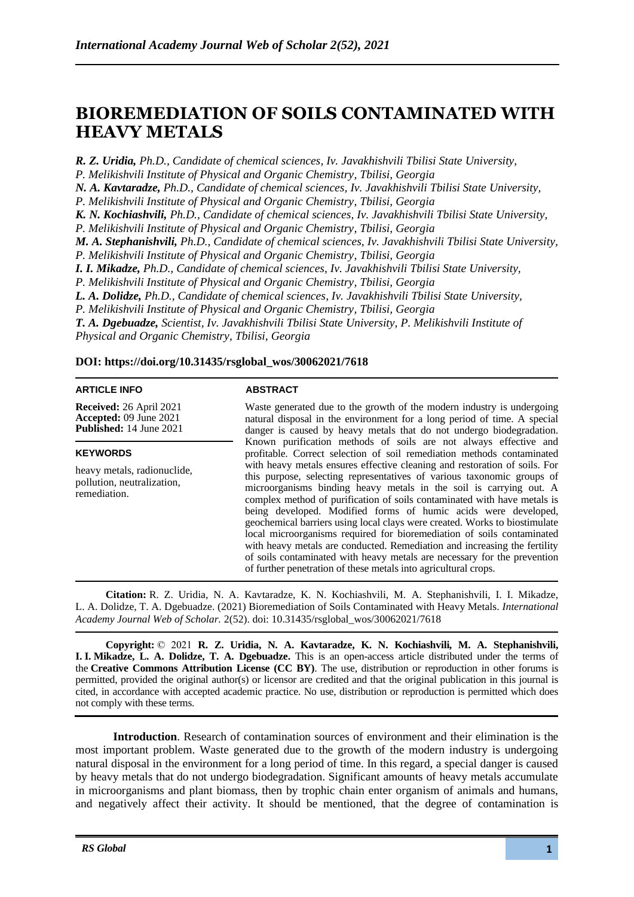# BIOREMEDIATION OF SOILS CONTAMINATED WITH HEAVY METALS

***R. Z. Uridia,*** *Ph.D., Candidate of chemical sciences, Iv. Javakhishvili Tbilisi State University, P. Melikishvili Institute of Physical and Organic Chemistry, Tbilisi, Georgia*
***N. A. Kavtaradze,*** *Ph.D., Candidate of chemical sciences, Iv. Javakhishvili Tbilisi State University, P. Melikishvili Institute of Physical and Organic Chemistry, Tbilisi, Georgia*
***K. N. Kochiashvili,*** *Ph.D., Candidate of chemical sciences, Iv. Javakhishvili Tbilisi State University, P. Melikishvili Institute of Physical and Organic Chemistry, Tbilisi, Georgia*
***M. A. Stephanishvili,*** *Ph.D., Candidate of chemical sciences, Iv. Javakhishvili Tbilisi State University, P. Melikishvili Institute of Physical and Organic Chemistry, Tbilisi, Georgia*
***I. I. Mikadze,*** *Ph.D., Candidate of chemical sciences, Iv. Javakhishvili Tbilisi State University, P. Melikishvili Institute of Physical and Organic Chemistry, Tbilisi, Georgia*
***L. A. Dolidze,*** *Ph.D., Candidate of chemical sciences, Iv. Javakhishvili Tbilisi State University, P. Melikishvili Institute of Physical and Organic Chemistry, Tbilisi, Georgia*
***T. A. Dgebuadze,*** *Scientist, Iv. Javakhishvili Tbilisi State University, P. Melikishvili Institute of Physical and Organic Chemistry, Tbilisi, Georgia*

**DOI: https://doi.org/10.31435/rsglobal_wos/30062021/7618**

**ARTICLE INFO**

**Received:** 26 April 2021
**Accepted:** 09 June 2021
**Published:** 14 June 2021

**KEYWORDS**

heavy metals, radionuclide, pollution, neutralization, remediation.

**ABSTRACT**

Waste generated due to the growth of the modern industry is undergoing natural disposal in the environment for a long period of time. A special danger is caused by heavy metals that do not undergo biodegradation. Known purification methods of soils are not always effective and profitable. Correct selection of soil remediation methods contaminated with heavy metals ensures effective cleaning and restoration of soils. For this purpose, selecting representatives of various taxonomic groups of microorganisms binding heavy metals in the soil is carrying out. A complex method of purification of soils contaminated with have metals is being developed. Modified forms of humic acids were developed, geochemical barriers using local clays were created. Works to biostimulate local microorganisms required for bioremediation of soils contaminated with heavy metals are conducted. Remediation and increasing the fertility of soils contaminated with heavy metals are necessary for the prevention of further penetration of these metals into agricultural crops.

**Citation:** R. Z. Uridia, N. A. Kavtaradze, K. N. Kochiashvili, M. A. Stephanishvili, I. I. Mikadze, L. A. Dolidze, T. A. Dgebuadze. (2021) Bioremediation of Soils Contaminated with Heavy Metals. *International Academy Journal Web of Scholar.* 2(52). doi: 10.31435/rsglobal_wos/30062021/7618

**Copyright:** © 2021 **R. Z. Uridia, N. A. Kavtaradze, K. N. Kochiashvili, M. A. Stephanishvili, I. I. Mikadze, L. A. Dolidze, T. A. Dgebuadze.** This is an open-access article distributed under the terms of the **Creative Commons Attribution License (CC BY)**. The use, distribution or reproduction in other forums is permitted, provided the original author(s) or licensor are credited and that the original publication in this journal is cited, in accordance with accepted academic practice. No use, distribution or reproduction is permitted which does not comply with these terms.

**Introduction**. Research of contamination sources of environment and their elimination is the most important problem. Waste generated due to the growth of the modern industry is undergoing natural disposal in the environment for a long period of time. In this regard, a special danger is caused by heavy metals that do not undergo biodegradation. Significant amounts of heavy metals accumulate in microorganisms and plant biomass, then by trophic chain enter organism of animals and humans, and negatively affect their activity. It should be mentioned, that the degree of contamination is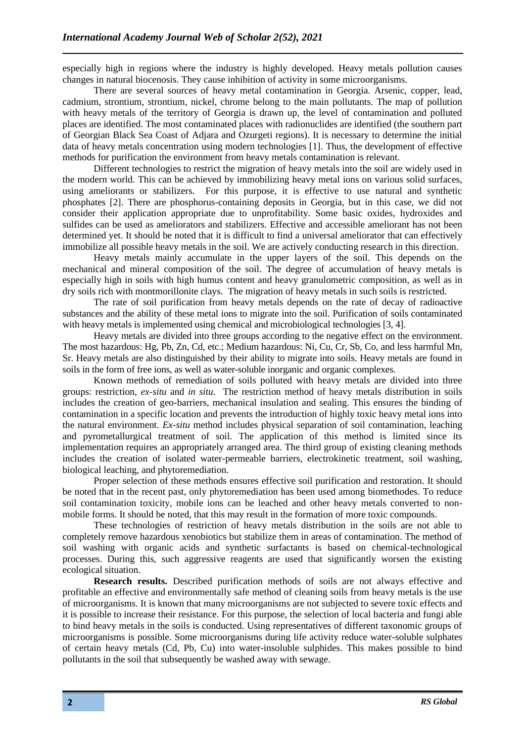especially high in regions where the industry is highly developed. Heavy metals pollution causes changes in natural biocenosis. They cause inhibition of activity in some microorganisms.

There are several sources of heavy metal contamination in Georgia. Arsenic, copper, lead, cadmium, strontium, strontium, nickel, chrome belong to the main pollutants. The map of pollution with heavy metals of the territory of Georgia is drawn up, the level of contamination and polluted places are identified. The most contaminated places with radionuclides are identified (the southern part of Georgian Black Sea Coast of Adjara and Ozurgeti regions). It is necessary to determine the initial data of heavy metals concentration using modern technologies [1]. Thus, the development of effective methods for purification the environment from heavy metals contamination is relevant.

Different technologies to restrict the migration of heavy metals into the soil are widely used in the modern world. This can be achieved by immobilizing heavy metal ions on various solid surfaces, using ameliorants or stabilizers. For this purpose, it is effective to use natural and synthetic phosphates [2]. There are phosphorus-containing deposits in Georgia, but in this case, we did not consider their application appropriate due to unprofitability. Some basic oxides, hydroxides and sulfides can be used as ameliorators and stabilizers. Effective and accessible ameliorant has not been determined yet. It should be noted that it is difficult to find a universal ameliorator that can effectively immobilize all possible heavy metals in the soil. We are actively conducting research in this direction.

Heavy metals mainly accumulate in the upper layers of the soil. This depends on the mechanical and mineral composition of the soil. The degree of accumulation of heavy metals is especially high in soils with high humus content and heavy granulometric composition, as well as in dry soils rich with montmorillonite clays. The migration of heavy metals in such soils is restricted.

The rate of soil purification from heavy metals depends on the rate of decay of radioactive substances and the ability of these metal ions to migrate into the soil. Purification of soils contaminated with heavy metals is implemented using chemical and microbiological technologies [3, 4].

Heavy metals are divided into three groups according to the negative effect on the environment. The most hazardous: Hg, Pb, Zn, Cd, etc.; Medium hazardous: Ni, Cu, Cr, Sb, Co, and less harmful Mn, Sr. Heavy metals are also distinguished by their ability to migrate into soils. Heavy metals are found in soils in the form of free ions, as well as water-soluble inorganic and organic complexes.

Known methods of remediation of soils polluted with heavy metals are divided into three groups: restriction, *ex-situ* and *in situ*. The restriction method of heavy metals distribution in soils includes the creation of geo-barriers, mechanical insulation and sealing. This ensures the binding of contamination in a specific location and prevents the introduction of highly toxic heavy metal ions into the natural environment. *Ex-situ* method includes physical separation of soil contamination, leaching and pyrometallurgical treatment of soil. The application of this method is limited since its implementation requires an appropriately arranged area. The third group of existing cleaning methods includes the creation of isolated water-permeable barriers, electrokinetic treatment, soil washing, biological leaching, and phytoremediation.

Proper selection of these methods ensures effective soil purification and restoration. It should be noted that in the recent past, only phytoremediation has been used among biomethodes. To reduce soil contamination toxicity, mobile ions can be leached and other heavy metals converted to non-mobile forms. It should be noted, that this may result in the formation of more toxic compounds.

These technologies of restriction of heavy metals distribution in the soils are not able to completely remove hazardous xenobiotics but stabilize them in areas of contamination. The method of soil washing with organic acids and synthetic surfactants is based on chemical-technological processes. During this, such aggressive reagents are used that significantly worsen the existing ecological situation.

**Research results.** Described purification methods of soils are not always effective and profitable an effective and environmentally safe method of cleaning soils from heavy metals is the use of microorganisms. It is known that many microorganisms are not subjected to severe toxic effects and it is possible to increase their resistance. For this purpose, the selection of local bacteria and fungi able to bind heavy metals in the soils is conducted. Using representatives of different taxonomic groups of microorganisms is possible. Some microorganisms during life activity reduce water-soluble sulphates of certain heavy metals (Cd, Pb, Cu) into water-insoluble sulphides. This makes possible to bind pollutants in the soil that subsequently be washed away with sewage.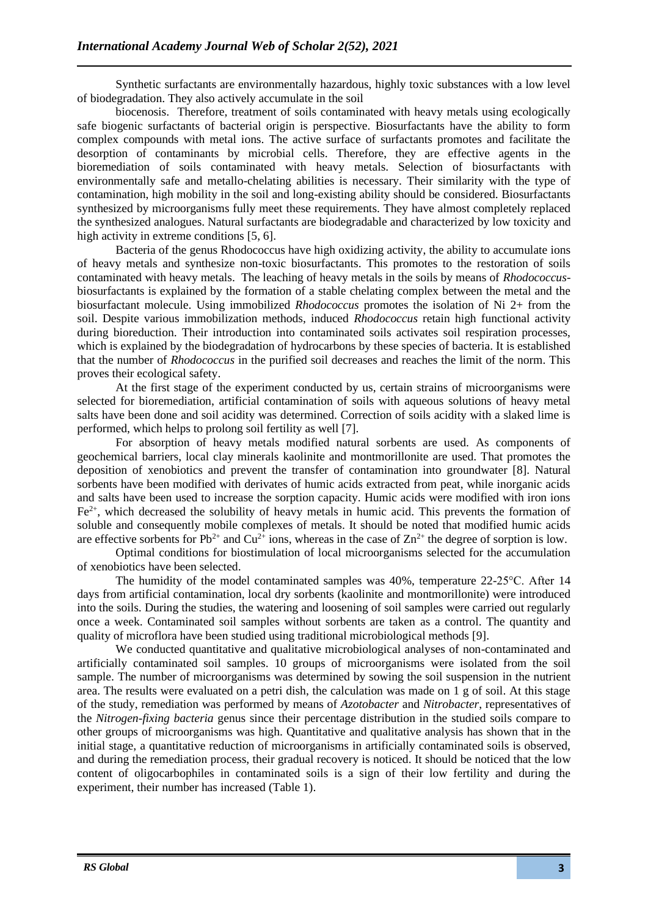Synthetic surfactants are environmentally hazardous, highly toxic substances with a low level of biodegradation. They also actively accumulate in the soil

biocenosis. Therefore, treatment of soils contaminated with heavy metals using ecologically safe biogenic surfactants of bacterial origin is perspective. Biosurfactants have the ability to form complex compounds with metal ions. The active surface of surfactants promotes and facilitate the desorption of contaminants by microbial cells. Therefore, they are effective agents in the bioremediation of soils contaminated with heavy metals. Selection of biosurfactants with environmentally safe and metallo-chelating abilities is necessary. Their similarity with the type of contamination, high mobility in the soil and long-existing ability should be considered. Biosurfactants synthesized by microorganisms fully meet these requirements. They have almost completely replaced the synthesized analogues. Natural surfactants are biodegradable and characterized by low toxicity and high activity in extreme conditions [5, 6].

Bacteria of the genus Rhodococcus have high oxidizing activity, the ability to accumulate ions of heavy metals and synthesize non-toxic biosurfactants. This promotes to the restoration of soils contaminated with heavy metals. The leaching of heavy metals in the soils by means of *Rhodococcus*-biosurfactants is explained by the formation of a stable chelating complex between the metal and the biosurfactant molecule. Using immobilized *Rhodococcus* promotes the isolation of Ni 2+ from the soil. Despite various immobilization methods, induced *Rhodococcus* retain high functional activity during bioreduction. Their introduction into contaminated soils activates soil respiration processes, which is explained by the biodegradation of hydrocarbons by these species of bacteria. It is established that the number of *Rhodococcus* in the purified soil decreases and reaches the limit of the norm. This proves their ecological safety.

At the first stage of the experiment conducted by us, certain strains of microorganisms were selected for bioremediation, artificial contamination of soils with aqueous solutions of heavy metal salts have been done and soil acidity was determined. Correction of soils acidity with a slaked lime is performed, which helps to prolong soil fertility as well [7].

For absorption of heavy metals modified natural sorbents are used. As components of geochemical barriers, local clay minerals kaolinite and montmorillonite are used. That promotes the deposition of xenobiotics and prevent the transfer of contamination into groundwater [8]. Natural sorbents have been modified with derivates of humic acids extracted from peat, while inorganic acids and salts have been used to increase the sorption capacity. Humic acids were modified with iron ions $Fe^{2+}$, which decreased the solubility of heavy metals in humic acid. This prevents the formation of soluble and consequently mobile complexes of metals. It should be noted that modified humic acids are effective sorbents for $Pb^{2+}$ and $Cu^{2+}$ ions, whereas in the case of $Zn^{2+}$ the degree of sorption is low.

Optimal conditions for biostimulation of local microorganisms selected for the accumulation of xenobiotics have been selected.

The humidity of the model contaminated samples was 40%, temperature 22-25°C. After 14 days from artificial contamination, local dry sorbents (kaolinite and montmorillonite) were introduced into the soils. During the studies, the watering and loosening of soil samples were carried out regularly once a week. Contaminated soil samples without sorbents are taken as a control. The quantity and quality of microflora have been studied using traditional microbiological methods [9].

We conducted quantitative and qualitative microbiological analyses of non-contaminated and artificially contaminated soil samples. 10 groups of microorganisms were isolated from the soil sample. The number of microorganisms was determined by sowing the soil suspension in the nutrient area. The results were evaluated on a petri dish, the calculation was made on 1 g of soil. At this stage of the study, remediation was performed by means of *Azotobacter* and *Nitrobacter*, representatives of the *Nitrogen-fixing bacteria* genus since their percentage distribution in the studied soils compare to other groups of microorganisms was high. Quantitative and qualitative analysis has shown that in the initial stage, a quantitative reduction of microorganisms in artificially contaminated soils is observed, and during the remediation process, their gradual recovery is noticed. It should be noticed that the low content of oligocarbophiles in contaminated soils is a sign of their low fertility and during the experiment, their number has increased (Table 1).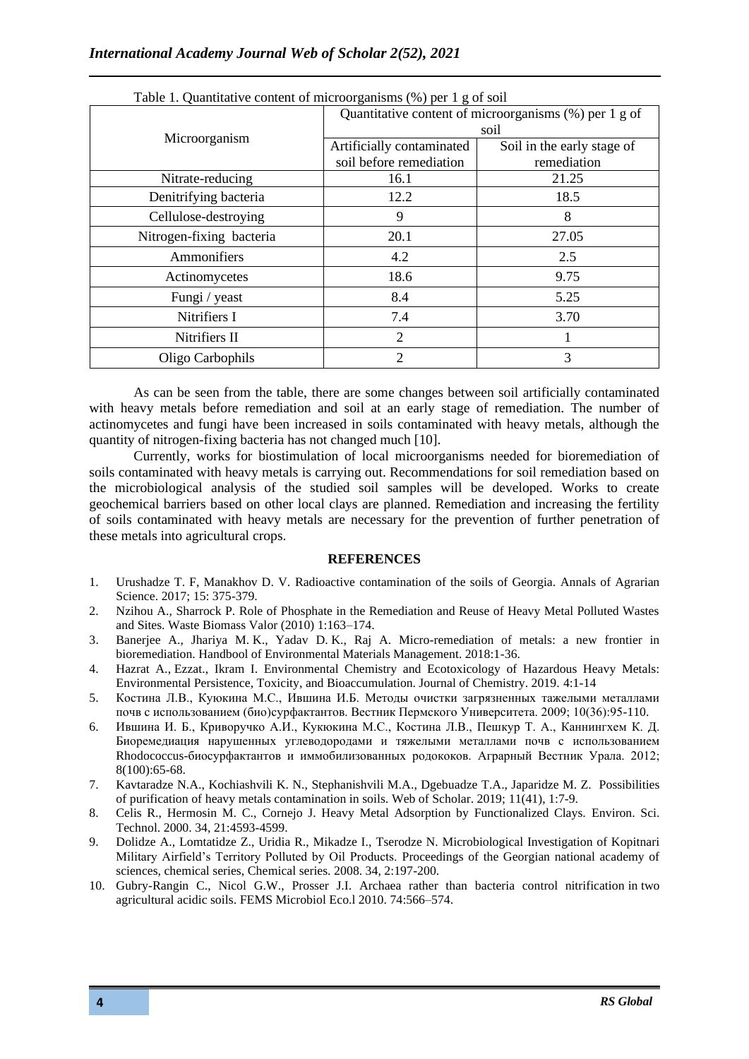Table 1. Quantitative content of microorganisms (%) per 1 g of soil

| Microorganism | Quantitative content of microorganisms (%) per 1 g of soil | |
|---|---|---|
| | Artificially contaminated soil before remediation | Soil in the early stage of remediation |
| Nitrate-reducing | 16.1 | 21.25 |
| Denitrifying bacteria | 12.2 | 18.5 |
| Cellulose-destroying | 9 | 8 |
| Nitrogen-fixing bacteria | 20.1 | 27.05 |
| Ammonifiers | 4.2 | 2.5 |
| Actinomycetes | 18.6 | 9.75 |
| Fungi / yeast | 8.4 | 5.25 |
| Nitrifiers I | 7.4 | 3.70 |
| Nitrifiers II | 2 | 1 |
| Oligo Carbophils | 2 | 3 |

As can be seen from the table, there are some changes between soil artificially contaminated with heavy metals before remediation and soil at an early stage of remediation. The number of actinomycetes and fungi have been increased in soils contaminated with heavy metals, although the quantity of nitrogen-fixing bacteria has not changed much [10].

Currently, works for biostimulation of local microorganisms needed for bioremediation of soils contaminated with heavy metals is carrying out. Recommendations for soil remediation based on the microbiological analysis of the studied soil samples will be developed. Works to create geochemical barriers based on other local clays are planned. Remediation and increasing the fertility of soils contaminated with heavy metals are necessary for the prevention of further penetration of these metals into agricultural crops.

## REFERENCES

1. Urushadze T. F, Manakhov D. V. Radioactive contamination of the soils of Georgia. Annals of Agrarian Science. 2017; 15: 375-379.
2. Nzihou A., Sharrock P. Role of Phosphate in the Remediation and Reuse of Heavy Metal Polluted Wastes and Sites. Waste Biomass Valor (2010) 1:163–174.
3. Banerjee A., Jhariya M. K., Yadav D. K., Raj A. Micro-remediation of metals: a new frontier in bioremediation. Handbool of Environmental Materials Management. 2018:1-36.
4. Hazrat A., Ezzat., Ikram I. Environmental Chemistry and Ecotoxicology of Hazardous Heavy Metals: Environmental Persistence, Toxicity, and Bioaccumulation. Journal of Chemistry. 2019. 4:1-14
5. Костина Л.В., Куюкина М.С., Ившина И.Б. Методы очистки загрязненных тяжелыми металлами почв с использованием (био)сурфактантов. Вестник Пермского Университета. 2009; 10(36):95-110.
6. Ившина И. Б., Криворучко А.И., Кукюкина М.С., Костина Л.В., Пешкур Т. А., Каннингхем К. Д. Биоремедиация нарушенных углеводородами и тяжелыми металлами почв с использованием Rhodococcus-биосурфактантов и иммобилизованных родококов. Аграрный Вестник Урала. 2012; 8(100):65-68.
7. Kavtaradze N.A., Kochiashvili K. N., Stephanishvili M.A., Dgebuadze T.A., Japaridze M. Z. Possibilities of purification of heavy metals contamination in soils. Web of Scholar. 2019; 11(41), 1:7-9.
8. Celis R., Hermosin M. C., Cornejo J. Heavy Metal Adsorption by Functionalized Clays. Environ. Sci. Technol. 2000. 34, 21:4593-4599.
9. Dolidze A., Lomtatidze Z., Uridia R., Mikadze I., Tserodze N. Microbiological Investigation of Kopitnari Military Airfield's Territory Polluted by Oil Products. Proceedings of the Georgian national academy of sciences, chemical series, Chemical series. 2008. 34, 2:197-200.
10. Gubry-Rangin C., Nicol G.W., Prosser J.I. Archaea rather than bacteria control nitrification in two agricultural acidic soils. FEMS Microbiol Eco.l 2010. 74:566–574.